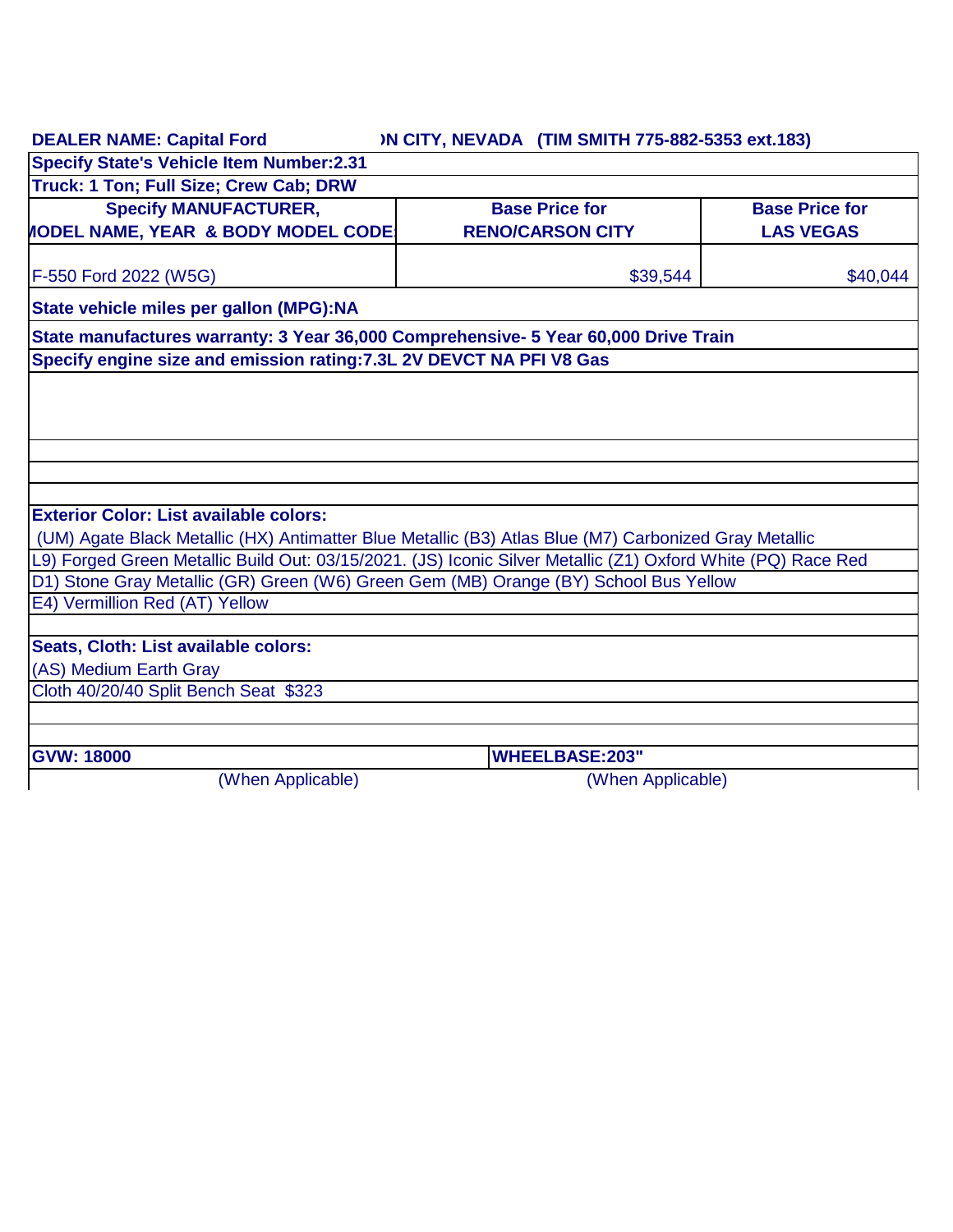**DEALER NAME: Capital Ford** **)N CITY, NEVADA (TIM SMITH 775-882-5353 ext.183)**

**Specify State's Vehicle Item Number:2.31**

**Truck: 1 Ton; Full Size; Crew Cab; DRW**

| Specify MANUFACTURER, MODEL NAME, YEAR & BODY MODEL CODE: | Base Price for RENO/CARSON CITY | Base Price for LAS VEGAS |
|---|---|---|
| F-550 Ford 2022 (W5G) | $39,544 | $40,044 |

**State vehicle miles per gallon (MPG):NA**

**State manufactures warranty: 3 Year 36,000 Comprehensive- 5 Year 60,000 Drive Train**

**Specify engine size and emission rating:7.3L 2V DEVCT NA PFI V8 Gas**

**Exterior Color: List available colors:**

(UM) Agate Black Metallic (HX) Antimatter Blue Metallic (B3) Atlas Blue (M7) Carbonized Gray Metallic
L9) Forged Green Metallic Build Out: 03/15/2021. (JS) Iconic Silver Metallic (Z1) Oxford White (PQ) Race Red
D1) Stone Gray Metallic (GR) Green (W6) Green Gem (MB) Orange (BY) School Bus Yellow
E4) Vermillion Red (AT) Yellow

**Seats, Cloth: List available colors:**

(AS) Medium Earth Gray
Cloth 40/20/40 Split Bench Seat $323

| **GVW: 18000** | **WHEELBASE:203"** |
|---|---|
| (When Applicable) | (When Applicable) |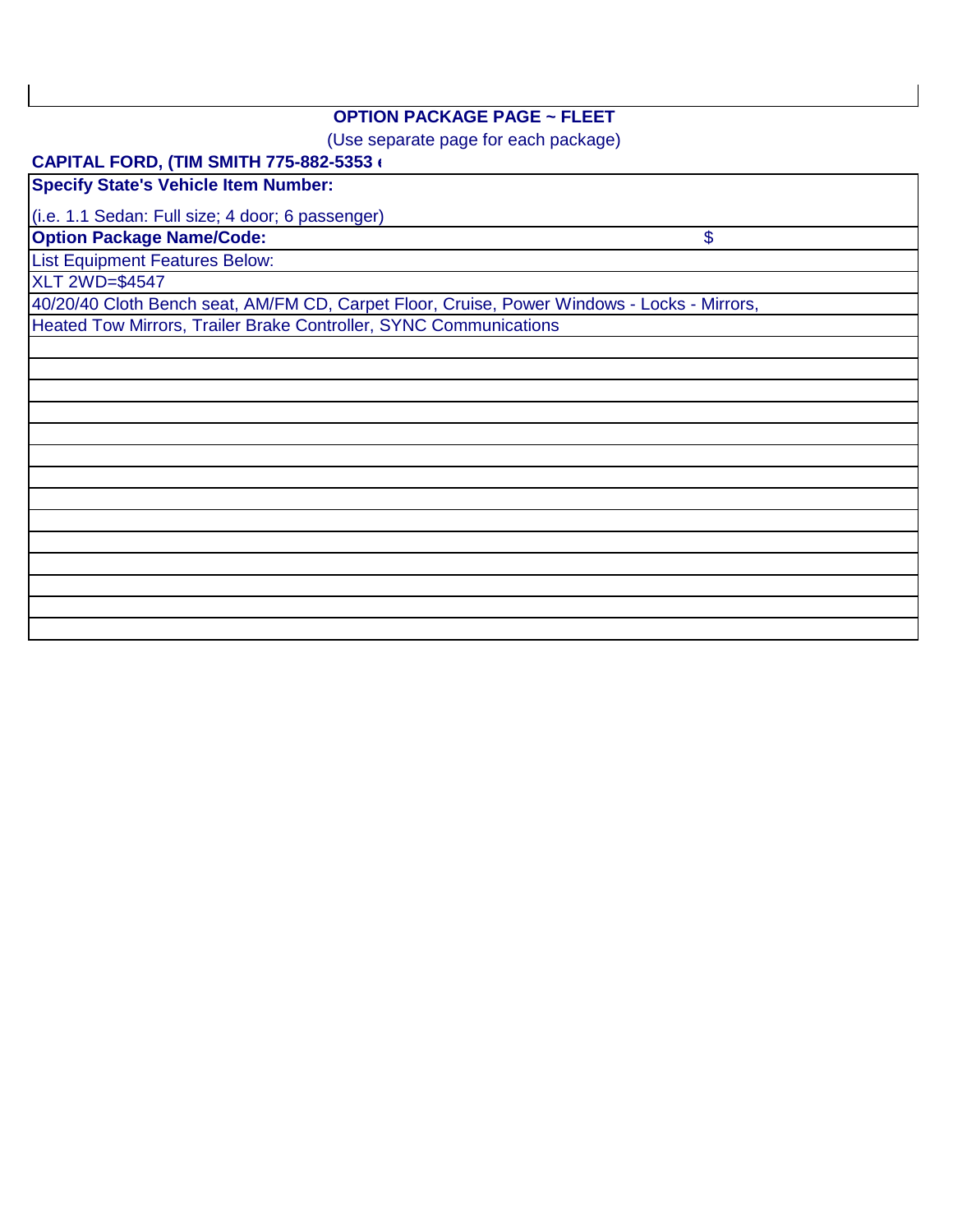## OPTION PACKAGE PAGE ~ FLEET

(Use separate page for each package)

**CAPITAL FORD, (TIM SMITH 775-882-5353 (**

| **Specify State's Vehicle Item Number:** | |
|---|---|
| (i.e. 1.1 Sedan: Full size; 4 door; 6 passenger) | |
| **Option Package Name/Code:** | $ |
| List Equipment Features Below: | |
| XLT 2WD=$4547 | |
| 40/20/40 Cloth Bench seat, AM/FM CD, Carpet Floor, Cruise, Power Windows - Locks - Mirrors, | |
| Heated Tow Mirrors, Trailer Brake Controller, SYNC Communications | |
| | |
| | |
| | |
| | |
| | |
| | |
| | |
| | |
| | |
| | |
| | |
| | |
| | |
| | |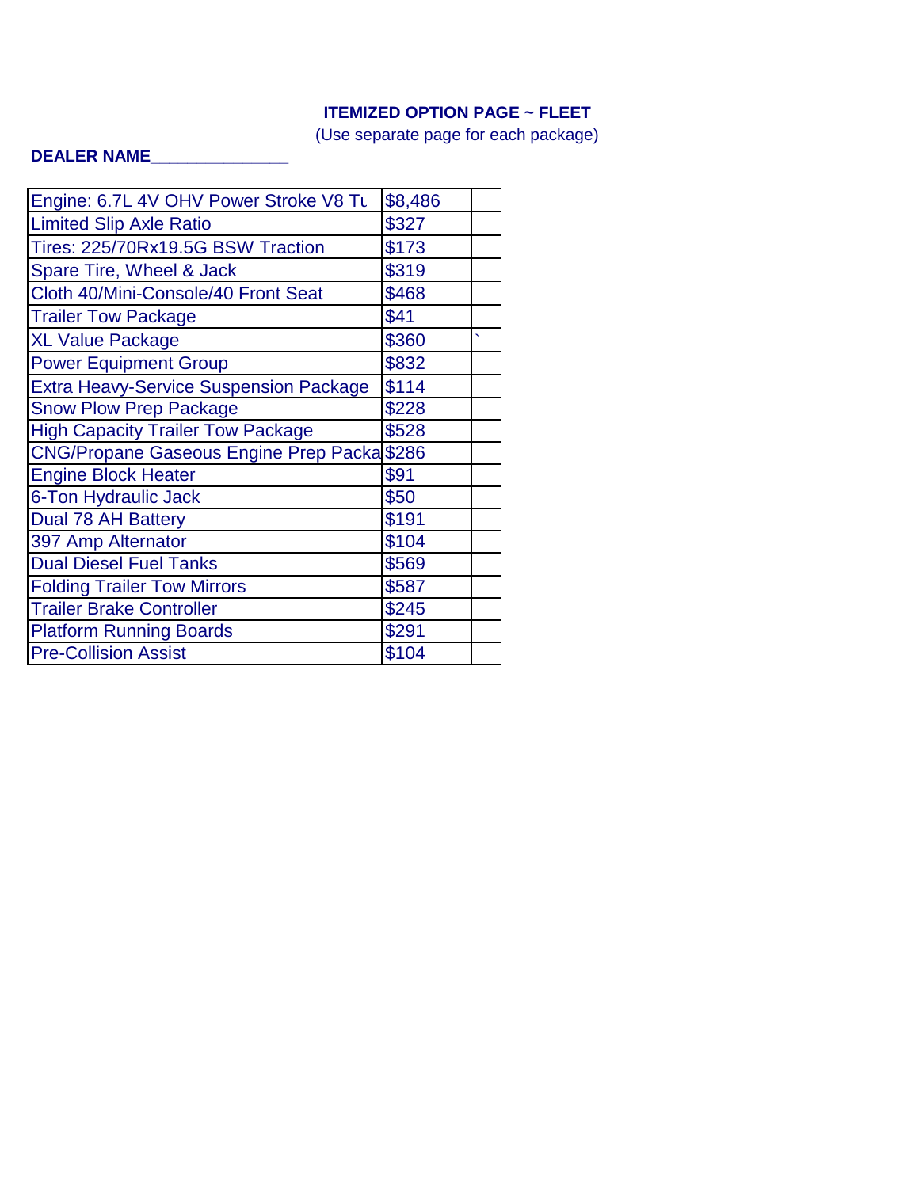**ITEMIZED OPTION PAGE ~ FLEET**

(Use separate page for each package)

**DEALER NAME______________**

| | | |
|---|---|---|
| Engine: 6.7L 4V OHV Power Stroke V8 Tu | $8,486 | |
| Limited Slip Axle Ratio | $327 | |
| Tires: 225/70Rx19.5G BSW Traction | $173 | |
| Spare Tire, Wheel & Jack | $319 | |
| Cloth 40/Mini-Console/40 Front Seat | $468 | |
| Trailer Tow Package | $41 | |
| XL Value Package | $360 | ` |
| Power Equipment Group | $832 | |
| Extra Heavy-Service Suspension Package | $114 | |
| Snow Plow Prep Package | $228 | |
| High Capacity Trailer Tow Package | $528 | |
| CNG/Propane Gaseous Engine Prep Packa | $286 | |
| Engine Block Heater | $91 | |
| 6-Ton Hydraulic Jack | $50 | |
| Dual 78 AH Battery | $191 | |
| 397 Amp Alternator | $104 | |
| Dual Diesel Fuel Tanks | $569 | |
| Folding Trailer Tow Mirrors | $587 | |
| Trailer Brake Controller | $245 | |
| Platform Running Boards | $291 | |
| Pre-Collision Assist | $104 | |